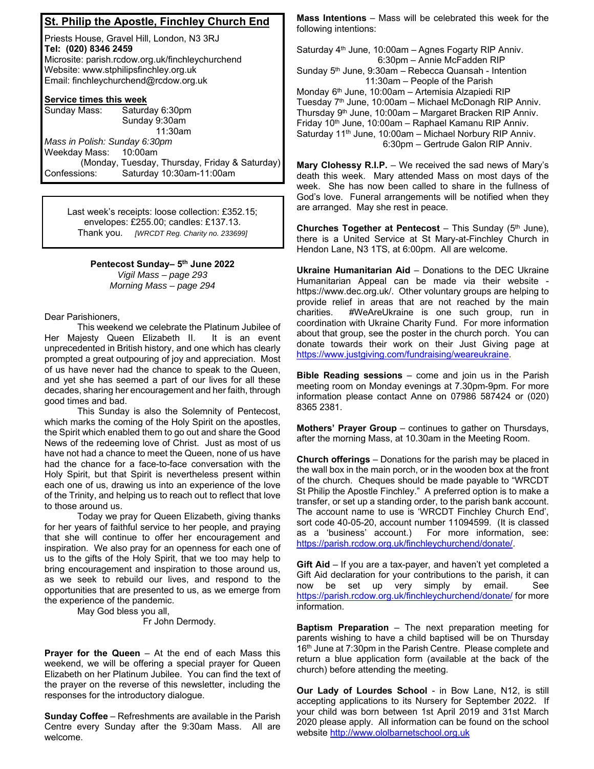## St. Philip the Apostle, Finchley Church End

Priests House, Gravel Hill, London, N3 3RJ
**Tel: (020) 8346 2459**
Microsite: parish.rcdow.org.uk/finchleychurchend
Website: www.stphilipsfinchley.org.uk
Email: finchleychurchend@rcdow.org.uk

### Service times this week

Sunday Mass: Saturday 6:30pm
Sunday 9:30am
11:30am
*Mass in Polish: Sunday 6:30pm*
Weekday Mass: 10:00am
(Monday, Tuesday, Thursday, Friday & Saturday)
Confessions: Saturday 10:30am-11:00am

Last week's receipts: loose collection: £352.15; envelopes: £255.00; candles: £137.13.
Thank you. *[WRCDT Reg. Charity no. 233699]*

**Pentecost Sunday– 5th June 2022**
*Vigil Mass – page 293*
*Morning Mass – page 294*

Dear Parishioners,

This weekend we celebrate the Platinum Jubilee of Her Majesty Queen Elizabeth II. It is an event unprecedented in British history, and one which has clearly prompted a great outpouring of joy and appreciation. Most of us have never had the chance to speak to the Queen, and yet she has seemed a part of our lives for all these decades, sharing her encouragement and her faith, through good times and bad.

This Sunday is also the Solemnity of Pentecost, which marks the coming of the Holy Spirit on the apostles, the Spirit which enabled them to go out and share the Good News of the redeeming love of Christ. Just as most of us have not had a chance to meet the Queen, none of us have had the chance for a face-to-face conversation with the Holy Spirit, but that Spirit is nevertheless present within each one of us, drawing us into an experience of the love of the Trinity, and helping us to reach out to reflect that love to those around us.

Today we pray for Queen Elizabeth, giving thanks for her years of faithful service to her people, and praying that she will continue to offer her encouragement and inspiration. We also pray for an openness for each one of us to the gifts of the Holy Spirit, that we too may help to bring encouragement and inspiration to those around us, as we seek to rebuild our lives, and respond to the opportunities that are presented to us, as we emerge from the experience of the pandemic.

May God bless you all,
Fr John Dermody.

**Prayer for the Queen** – At the end of each Mass this weekend, we will be offering a special prayer for Queen Elizabeth on her Platinum Jubilee. You can find the text of the prayer on the reverse of this newsletter, including the responses for the introductory dialogue.

**Sunday Coffee** – Refreshments are available in the Parish Centre every Sunday after the 9:30am Mass. All are welcome.

**Mass Intentions** – Mass will be celebrated this week for the following intentions:

Saturday 4th June, 10:00am – Agnes Fogarty RIP Anniv.
6:30pm – Annie McFadden RIP
Sunday 5th June, 9:30am – Rebecca Quansah - Intention
11:30am – People of the Parish
Monday 6th June, 10:00am – Artemisia Alzapiedi RIP
Tuesday 7th June, 10:00am – Michael McDonagh RIP Anniv.
Thursday 9th June, 10:00am – Margaret Bracken RIP Anniv.
Friday 10th June, 10:00am – Raphael Kamanu RIP Anniv.
Saturday 11th June, 10:00am – Michael Norbury RIP Anniv.
6:30pm – Gertrude Galon RIP Anniv.

**Mary Clohessy R.I.P.** – We received the sad news of Mary's death this week. Mary attended Mass on most days of the week. She has now been called to share in the fullness of God's love. Funeral arrangements will be notified when they are arranged. May she rest in peace.

**Churches Together at Pentecost** – This Sunday (5th June), there is a United Service at St Mary-at-Finchley Church in Hendon Lane, N3 1TS, at 6:00pm. All are welcome.

**Ukraine Humanitarian Aid** – Donations to the DEC Ukraine Humanitarian Appeal can be made via their website - https://www.dec.org.uk/. Other voluntary groups are helping to provide relief in areas that are not reached by the main charities. #WeAreUkraine is one such group, run in coordination with Ukraine Charity Fund. For more information about that group, see the poster in the church porch. You can donate towards their work on their Just Giving page at https://www.justgiving.com/fundraising/weareukraine.

**Bible Reading sessions** – come and join us in the Parish meeting room on Monday evenings at 7.30pm-9pm. For more information please contact Anne on 07986 587424 or (020) 8365 2381.

**Mothers' Prayer Group** – continues to gather on Thursdays, after the morning Mass, at 10.30am in the Meeting Room.

**Church offerings** – Donations for the parish may be placed in the wall box in the main porch, or in the wooden box at the front of the church. Cheques should be made payable to "WRCDT St Philip the Apostle Finchley." A preferred option is to make a transfer, or set up a standing order, to the parish bank account. The account name to use is 'WRCDT Finchley Church End', sort code 40-05-20, account number 11094599. (It is classed as a 'business' account.) For more information, see: https://parish.rcdow.org.uk/finchleychurchend/donate/.

**Gift Aid** – If you are a tax-payer, and haven't yet completed a Gift Aid declaration for your contributions to the parish, it can now be set up very simply by email. See https://parish.rcdow.org.uk/finchleychurchend/donate/ for more information.

**Baptism Preparation** – The next preparation meeting for parents wishing to have a child baptised will be on Thursday 16th June at 7:30pm in the Parish Centre. Please complete and return a blue application form (available at the back of the church) before attending the meeting.

**Our Lady of Lourdes School** - in Bow Lane, N12, is still accepting applications to its Nursery for September 2022. If your child was born between 1st April 2019 and 31st March 2020 please apply. All information can be found on the school website http://www.ololbarnetschool.org.uk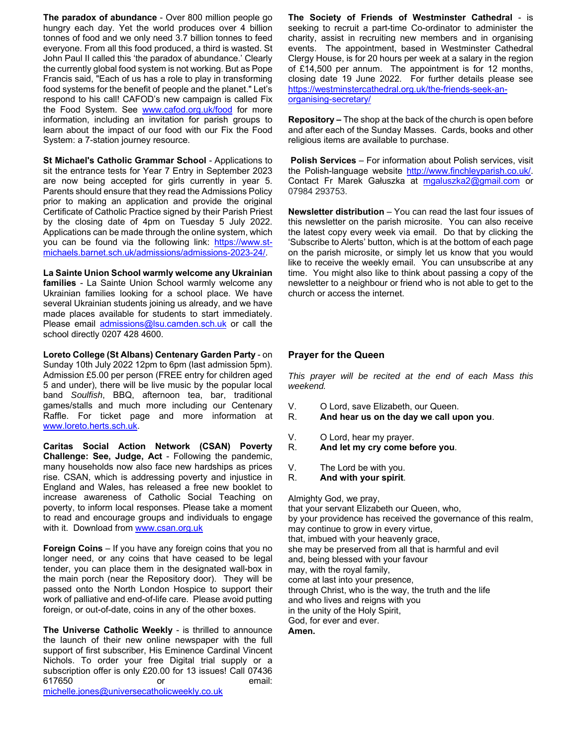**The paradox of abundance** - Over 800 million people go hungry each day. Yet the world produces over 4 billion tonnes of food and we only need 3.7 billion tonnes to feed everyone. From all this food produced, a third is wasted. St John Paul II called this 'the paradox of abundance.' Clearly the currently global food system is not working. But as Pope Francis said, "Each of us has a role to play in transforming food systems for the benefit of people and the planet." Let's respond to his call! CAFOD's new campaign is called Fix the Food System. See www.cafod.org.uk/food for more information, including an invitation for parish groups to learn about the impact of our food with our Fix the Food System: a 7-station journey resource.

**St Michael's Catholic Grammar School** - Applications to sit the entrance tests for Year 7 Entry in September 2023 are now being accepted for girls currently in year 5. Parents should ensure that they read the Admissions Policy prior to making an application and provide the original Certificate of Catholic Practice signed by their Parish Priest by the closing date of 4pm on Tuesday 5 July 2022. Applications can be made through the online system, which you can be found via the following link: https://www.st-michaels.barnet.sch.uk/admissions/admissions-2023-24/.

**La Sainte Union School warmly welcome any Ukrainian families** - La Sainte Union School warmly welcome any Ukrainian families looking for a school place. We have several Ukrainian students joining us already, and we have made places available for students to start immediately. Please email admissions@lsu.camden.sch.uk or call the school directly 0207 428 4600.

**Loreto College (St Albans) Centenary Garden Party** - on Sunday 10th July 2022 12pm to 6pm (last admission 5pm). Admission £5.00 per person (FREE entry for children aged 5 and under), there will be live music by the popular local band *Soulfish*, BBQ, afternoon tea, bar, traditional games/stalls and much more including our Centenary Raffle. For ticket page and more information at www.loreto.herts.sch.uk.

**Caritas Social Action Network (CSAN) Poverty Challenge: See, Judge, Act** - Following the pandemic, many households now also face new hardships as prices rise. CSAN, which is addressing poverty and injustice in England and Wales, has released a free new booklet to increase awareness of Catholic Social Teaching on poverty, to inform local responses. Please take a moment to read and encourage groups and individuals to engage with it. Download from www.csan.org.uk

**Foreign Coins** – If you have any foreign coins that you no longer need, or any coins that have ceased to be legal tender, you can place them in the designated wall-box in the main porch (near the Repository door). They will be passed onto the North London Hospice to support their work of palliative and end-of-life care. Please avoid putting foreign, or out-of-date, coins in any of the other boxes.

**The Universe Catholic Weekly** - is thrilled to announce the launch of their new online newspaper with the full support of first subscriber, His Eminence Cardinal Vincent Nichols. To order your free Digital trial supply or a subscription offer is only £20.00 for 13 issues! Call 07436 617650 or email: michelle.jones@universecatholicweekly.co.uk

**The Society of Friends of Westminster Cathedral** - is seeking to recruit a part-time Co-ordinator to administer the charity, assist in recruiting new members and in organising events. The appointment, based in Westminster Cathedral Clergy House, is for 20 hours per week at a salary in the region of £14,500 per annum. The appointment is for 12 months, closing date 19 June 2022. For further details please see https://westminstercathedral.org.uk/the-friends-seek-an-organising-secretary/

**Repository –** The shop at the back of the church is open before and after each of the Sunday Masses. Cards, books and other religious items are available to purchase.

**Polish Services** – For information about Polish services, visit the Polish-language website http://www.finchleyparish.co.uk/. Contact Fr Marek Gałuszka at mgaluszka2@gmail.com or 07984 293753.

**Newsletter distribution** – You can read the last four issues of this newsletter on the parish microsite. You can also receive the latest copy every week via email. Do that by clicking the 'Subscribe to Alerts' button, which is at the bottom of each page on the parish microsite, or simply let us know that you would like to receive the weekly email. You can unsubscribe at any time. You might also like to think about passing a copy of the newsletter to a neighbour or friend who is not able to get to the church or access the internet.

## Prayer for the Queen

*This prayer will be recited at the end of each Mass this weekend.*

V. O Lord, save Elizabeth, our Queen.
R. **And hear us on the day we call upon you**.

V. O Lord, hear my prayer.
R. **And let my cry come before you**.

V. The Lord be with you.
R. **And with your spirit**.

Almighty God, we pray,
that your servant Elizabeth our Queen, who,
by your providence has received the governance of this realm,
may continue to grow in every virtue,
that, imbued with your heavenly grace,
she may be preserved from all that is harmful and evil
and, being blessed with your favour
may, with the royal family,
come at last into your presence,
through Christ, who is the way, the truth and the life
and who lives and reigns with you
in the unity of the Holy Spirit,
God, for ever and ever.
**Amen.**